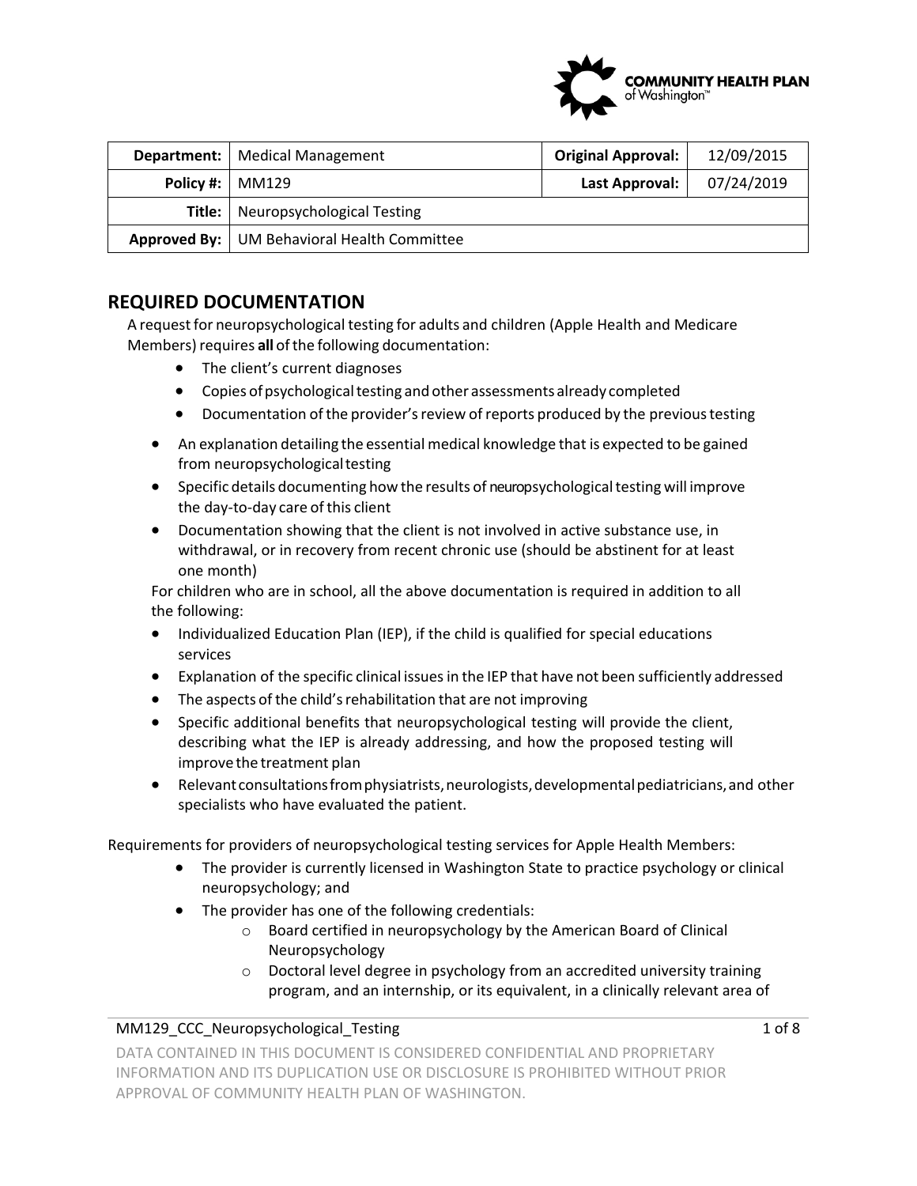| Department: | Medical Management | Original Approval: | 12/09/2015 |
| --- | --- | --- | --- |
| Policy #: | MM129 | Last Approval: | 07/24/2019 |
| Title: | Neuropsychological Testing | | |
| Approved By: | UM Behavioral Health Committee | | |

## REQUIRED DOCUMENTATION

A request for neuropsychological testing for adults and children (Apple Health and Medicare Members) requires **all** of the following documentation:

- The client's current diagnoses
- Copies of psychological testing and other assessments already completed
- Documentation of the provider's review of reports produced by the previous testing
- An explanation detailing the essential medical knowledge that is expected to be gained from neuropsychological testing
- Specific details documenting how the results of neuropsychological testing will improve the day-to-day care of this client
- Documentation showing that the client is not involved in active substance use, in withdrawal, or in recovery from recent chronic use (should be abstinent for at least one month)

For children who are in school, all the above documentation is required in addition to all the following:

- Individualized Education Plan (IEP), if the child is qualified for special educations services
- Explanation of the specific clinical issues in the IEP that have not been sufficiently addressed
- The aspects of the child's rehabilitation that are not improving
- Specific additional benefits that neuropsychological testing will provide the client, describing what the IEP is already addressing, and how the proposed testing will improve the treatment plan
- Relevant consultations from physiatrists, neurologists, developmental pediatricians, and other specialists who have evaluated the patient.

Requirements for providers of neuropsychological testing services for Apple Health Members:

- The provider is currently licensed in Washington State to practice psychology or clinical neuropsychology; and
- The provider has one of the following credentials:
  - Board certified in neuropsychology by the American Board of Clinical Neuropsychology
  - Doctoral level degree in psychology from an accredited university training program, and an internship, or its equivalent, in a clinically relevant area of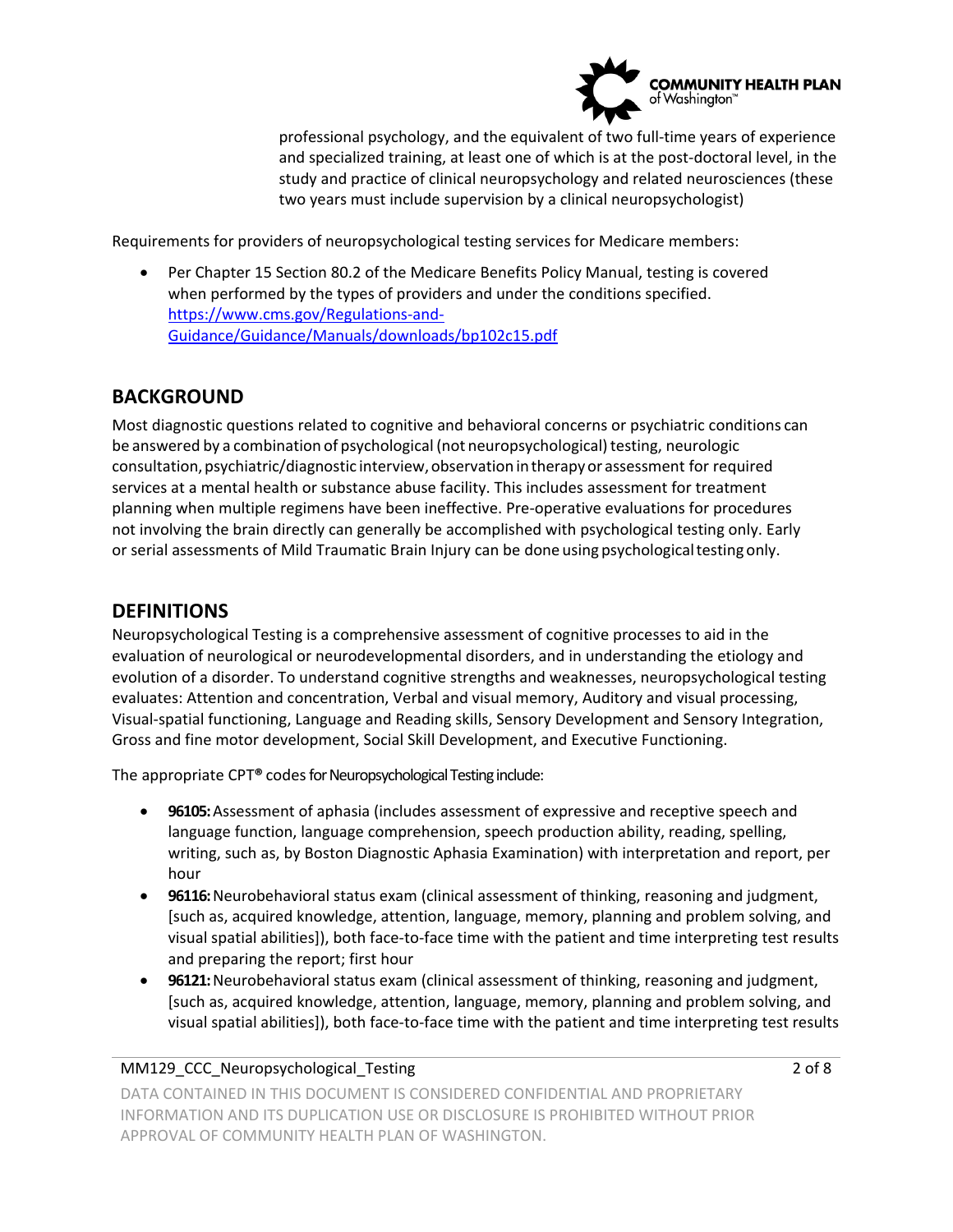professional psychology, and the equivalent of two full-time years of experience and specialized training, at least one of which is at the post-doctoral level, in the study and practice of clinical neuropsychology and related neurosciences (these two years must include supervision by a clinical neuropsychologist)

Requirements for providers of neuropsychological testing services for Medicare members:

- Per Chapter 15 Section 80.2 of the Medicare Benefits Policy Manual, testing is covered when performed by the types of providers and under the conditions specified. [https://www.cms.gov/Regulations-and-Guidance/Guidance/Manuals/downloads/bp102c15.pdf](https://www.cms.gov/Regulations-and-Guidance/Guidance/Manuals/downloads/bp102c15.pdf)

## BACKGROUND

Most diagnostic questions related to cognitive and behavioral concerns or psychiatric conditions can be answered by a combination of psychological (not neuropsychological) testing, neurologic consultation, psychiatric/diagnostic interview, observation in therapy or assessment for required services at a mental health or substance abuse facility. This includes assessment for treatment planning when multiple regimens have been ineffective. Pre-operative evaluations for procedures not involving the brain directly can generally be accomplished with psychological testing only. Early or serial assessments of Mild Traumatic Brain Injury can be done using psychological testing only.

## DEFINITIONS

Neuropsychological Testing is a comprehensive assessment of cognitive processes to aid in the evaluation of neurological or neurodevelopmental disorders, and in understanding the etiology and evolution of a disorder. To understand cognitive strengths and weaknesses, neuropsychological testing evaluates: Attention and concentration, Verbal and visual memory, Auditory and visual processing, Visual-spatial functioning, Language and Reading skills, Sensory Development and Sensory Integration, Gross and fine motor development, Social Skill Development, and Executive Functioning.

The appropriate CPT® codes for Neuropsychological Testing include:

- **96105:** Assessment of aphasia (includes assessment of expressive and receptive speech and language function, language comprehension, speech production ability, reading, spelling, writing, such as, by Boston Diagnostic Aphasia Examination) with interpretation and report, per hour
- **96116:** Neurobehavioral status exam (clinical assessment of thinking, reasoning and judgment, [such as, acquired knowledge, attention, language, memory, planning and problem solving, and visual spatial abilities]), both face-to-face time with the patient and time interpreting test results and preparing the report; first hour
- **96121:** Neurobehavioral status exam (clinical assessment of thinking, reasoning and judgment, [such as, acquired knowledge, attention, language, memory, planning and problem solving, and visual spatial abilities]), both face-to-face time with the patient and time interpreting test results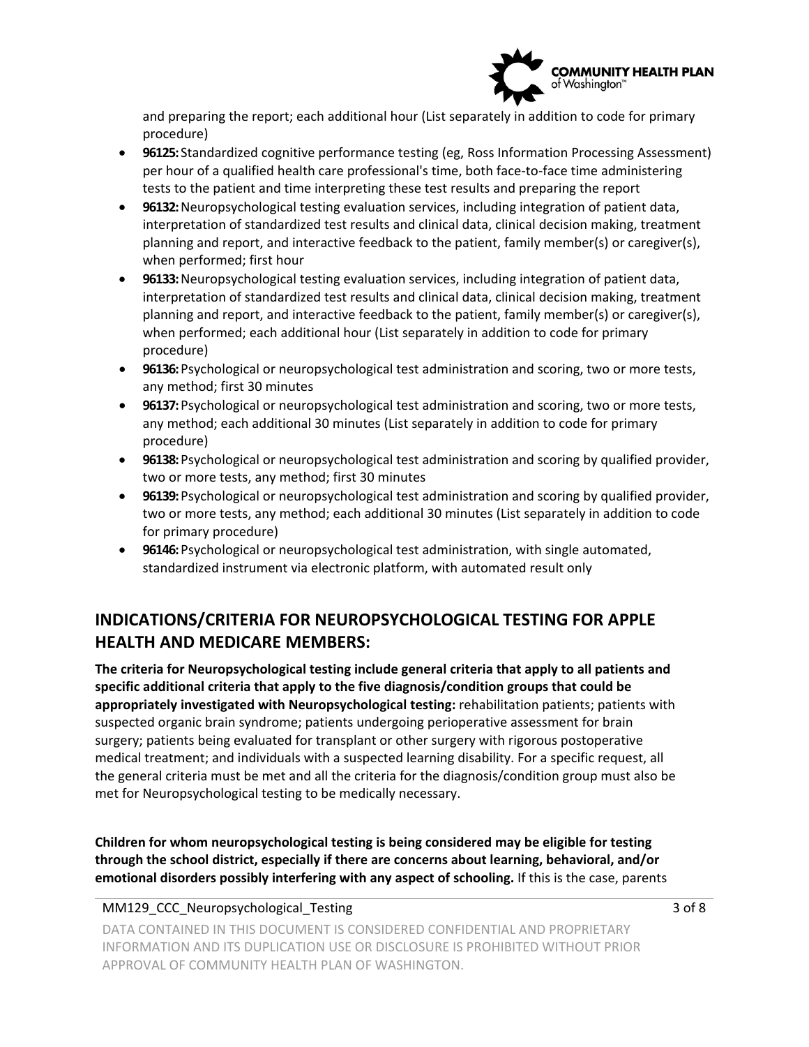and preparing the report; each additional hour (List separately in addition to code for primary procedure)

- **96125:** Standardized cognitive performance testing (eg, Ross Information Processing Assessment) per hour of a qualified health care professional's time, both face-to-face time administering tests to the patient and time interpreting these test results and preparing the report
- **96132:** Neuropsychological testing evaluation services, including integration of patient data, interpretation of standardized test results and clinical data, clinical decision making, treatment planning and report, and interactive feedback to the patient, family member(s) or caregiver(s), when performed; first hour
- **96133:** Neuropsychological testing evaluation services, including integration of patient data, interpretation of standardized test results and clinical data, clinical decision making, treatment planning and report, and interactive feedback to the patient, family member(s) or caregiver(s), when performed; each additional hour (List separately in addition to code for primary procedure)
- **96136:** Psychological or neuropsychological test administration and scoring, two or more tests, any method; first 30 minutes
- **96137:** Psychological or neuropsychological test administration and scoring, two or more tests, any method; each additional 30 minutes (List separately in addition to code for primary procedure)
- **96138:** Psychological or neuropsychological test administration and scoring by qualified provider, two or more tests, any method; first 30 minutes
- **96139:** Psychological or neuropsychological test administration and scoring by qualified provider, two or more tests, any method; each additional 30 minutes (List separately in addition to code for primary procedure)
- **96146:** Psychological or neuropsychological test administration, with single automated, standardized instrument via electronic platform, with automated result only

## INDICATIONS/CRITERIA FOR NEUROPSYCHOLOGICAL TESTING FOR APPLE HEALTH AND MEDICARE MEMBERS:

**The criteria for Neuropsychological testing include general criteria that apply to all patients and specific additional criteria that apply to the five diagnosis/condition groups that could be appropriately investigated with Neuropsychological testing:** rehabilitation patients; patients with suspected organic brain syndrome; patients undergoing perioperative assessment for brain surgery; patients being evaluated for transplant or other surgery with rigorous postoperative medical treatment; and individuals with a suspected learning disability. For a specific request, all the general criteria must be met and all the criteria for the diagnosis/condition group must also be met for Neuropsychological testing to be medically necessary.

**Children for whom neuropsychological testing is being considered may be eligible for testing through the school district, especially if there are concerns about learning, behavioral, and/or emotional disorders possibly interfering with any aspect of schooling.** If this is the case, parents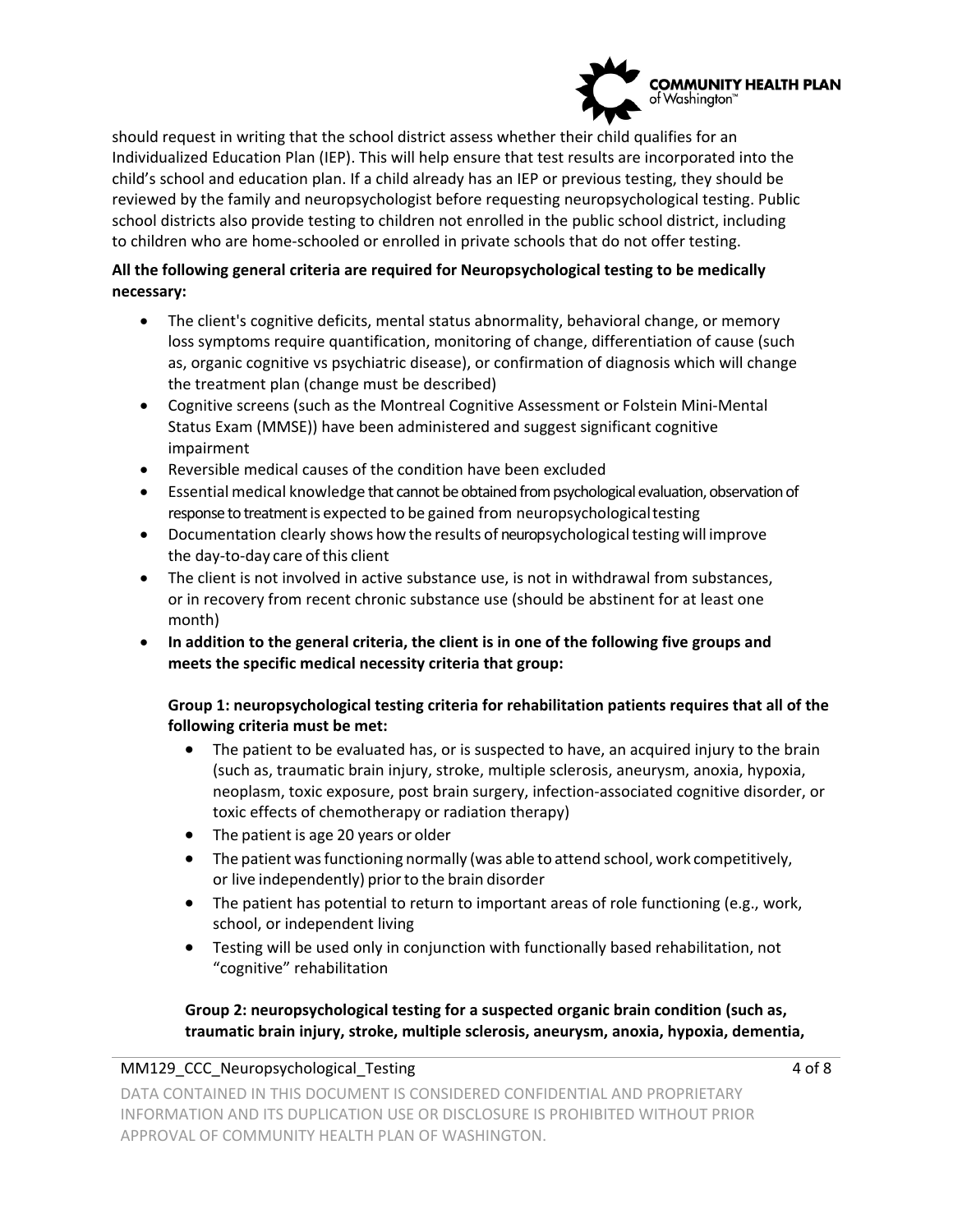should request in writing that the school district assess whether their child qualifies for an Individualized Education Plan (IEP). This will help ensure that test results are incorporated into the child's school and education plan. If a child already has an IEP or previous testing, they should be reviewed by the family and neuropsychologist before requesting neuropsychological testing. Public school districts also provide testing to children not enrolled in the public school district, including to children who are home-schooled or enrolled in private schools that do not offer testing.

**All the following general criteria are required for Neuropsychological testing to be medically necessary:**

- The client's cognitive deficits, mental status abnormality, behavioral change, or memory loss symptoms require quantification, monitoring of change, differentiation of cause (such as, organic cognitive vs psychiatric disease), or confirmation of diagnosis which will change the treatment plan (change must be described)
- Cognitive screens (such as the Montreal Cognitive Assessment or Folstein Mini-Mental Status Exam (MMSE)) have been administered and suggest significant cognitive impairment
- Reversible medical causes of the condition have been excluded
- Essential medical knowledge that cannot be obtained from psychological evaluation, observation of response to treatment is expected to be gained from neuropsychological testing
- Documentation clearly shows how the results of neuropsychological testing will improve the day-to-day care of this client
- The client is not involved in active substance use, is not in withdrawal from substances, or in recovery from recent chronic substance use (should be abstinent for at least one month)
- **In addition to the general criteria, the client is in one of the following five groups and meets the specific medical necessity criteria that group:**

  **Group 1: neuropsychological testing criteria for rehabilitation patients requires that all of the following criteria must be met:**

  - The patient to be evaluated has, or is suspected to have, an acquired injury to the brain (such as, traumatic brain injury, stroke, multiple sclerosis, aneurysm, anoxia, hypoxia, neoplasm, toxic exposure, post brain surgery, infection-associated cognitive disorder, or toxic effects of chemotherapy or radiation therapy)
  - The patient is age 20 years or older
  - The patient was functioning normally (was able to attend school, work competitively, or live independently) prior to the brain disorder
  - The patient has potential to return to important areas of role functioning (e.g., work, school, or independent living
  - Testing will be used only in conjunction with functionally based rehabilitation, not "cognitive" rehabilitation

  **Group 2: neuropsychological testing for a suspected organic brain condition (such as, traumatic brain injury, stroke, multiple sclerosis, aneurysm, anoxia, hypoxia, dementia,**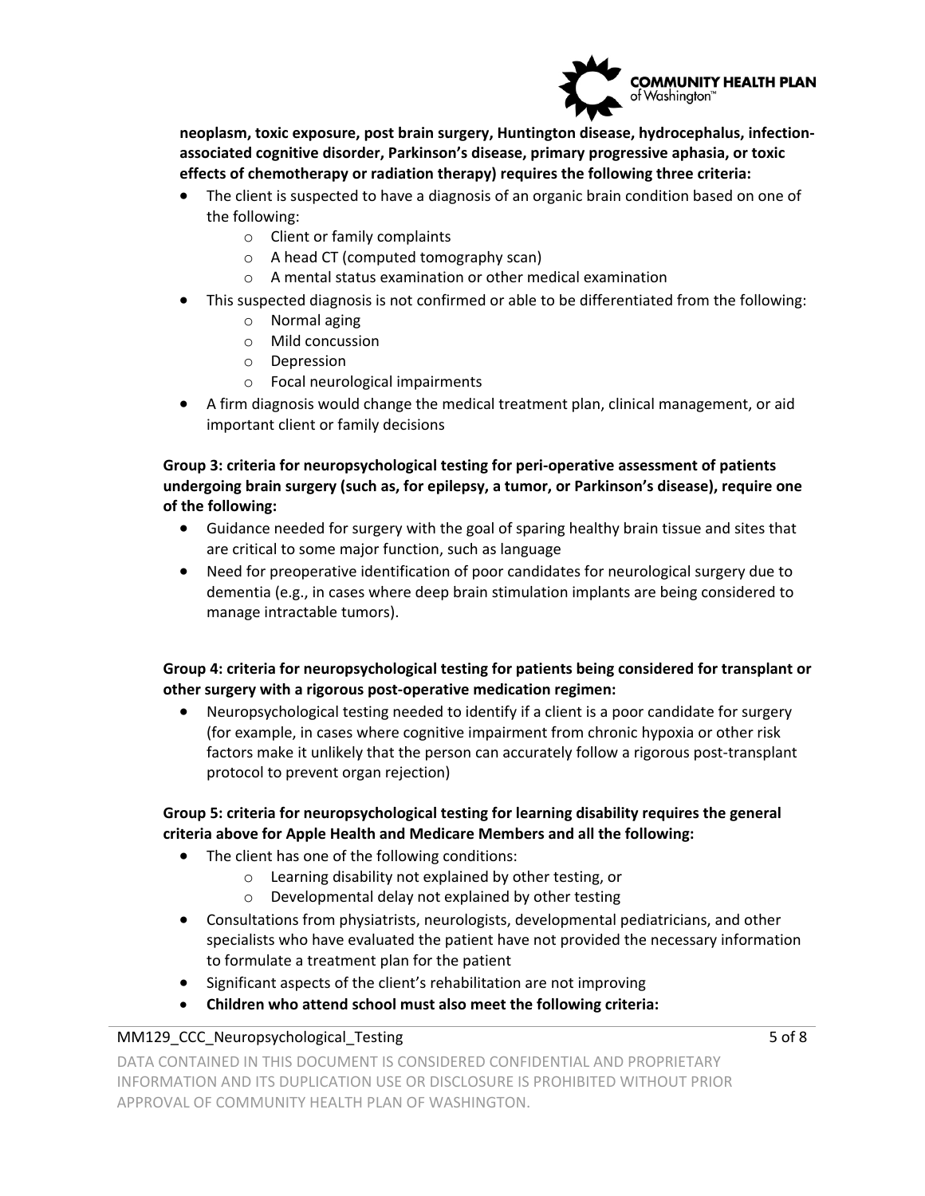**neoplasm, toxic exposure, post brain surgery, Huntington disease, hydrocephalus, infection-associated cognitive disorder, Parkinson's disease, primary progressive aphasia, or toxic effects of chemotherapy or radiation therapy) requires the following three criteria:**

- The client is suspected to have a diagnosis of an organic brain condition based on one of the following:
  - Client or family complaints
  - A head CT (computed tomography scan)
  - A mental status examination or other medical examination
- This suspected diagnosis is not confirmed or able to be differentiated from the following:
  - Normal aging
  - Mild concussion
  - Depression
  - Focal neurological impairments
- A firm diagnosis would change the medical treatment plan, clinical management, or aid important client or family decisions

**Group 3: criteria for neuropsychological testing for peri-operative assessment of patients undergoing brain surgery (such as, for epilepsy, a tumor, or Parkinson's disease), require one of the following:**

- Guidance needed for surgery with the goal of sparing healthy brain tissue and sites that are critical to some major function, such as language
- Need for preoperative identification of poor candidates for neurological surgery due to dementia (e.g., in cases where deep brain stimulation implants are being considered to manage intractable tumors).

**Group 4: criteria for neuropsychological testing for patients being considered for transplant or other surgery with a rigorous post-operative medication regimen:**

- Neuropsychological testing needed to identify if a client is a poor candidate for surgery (for example, in cases where cognitive impairment from chronic hypoxia or other risk factors make it unlikely that the person can accurately follow a rigorous post-transplant protocol to prevent organ rejection)

**Group 5: criteria for neuropsychological testing for learning disability requires the general criteria above for Apple Health and Medicare Members and all the following:**

- The client has one of the following conditions:
  - Learning disability not explained by other testing, or
  - Developmental delay not explained by other testing
- Consultations from physiatrists, neurologists, developmental pediatricians, and other specialists who have evaluated the patient have not provided the necessary information to formulate a treatment plan for the patient
- Significant aspects of the client's rehabilitation are not improving
- **Children who attend school must also meet the following criteria:**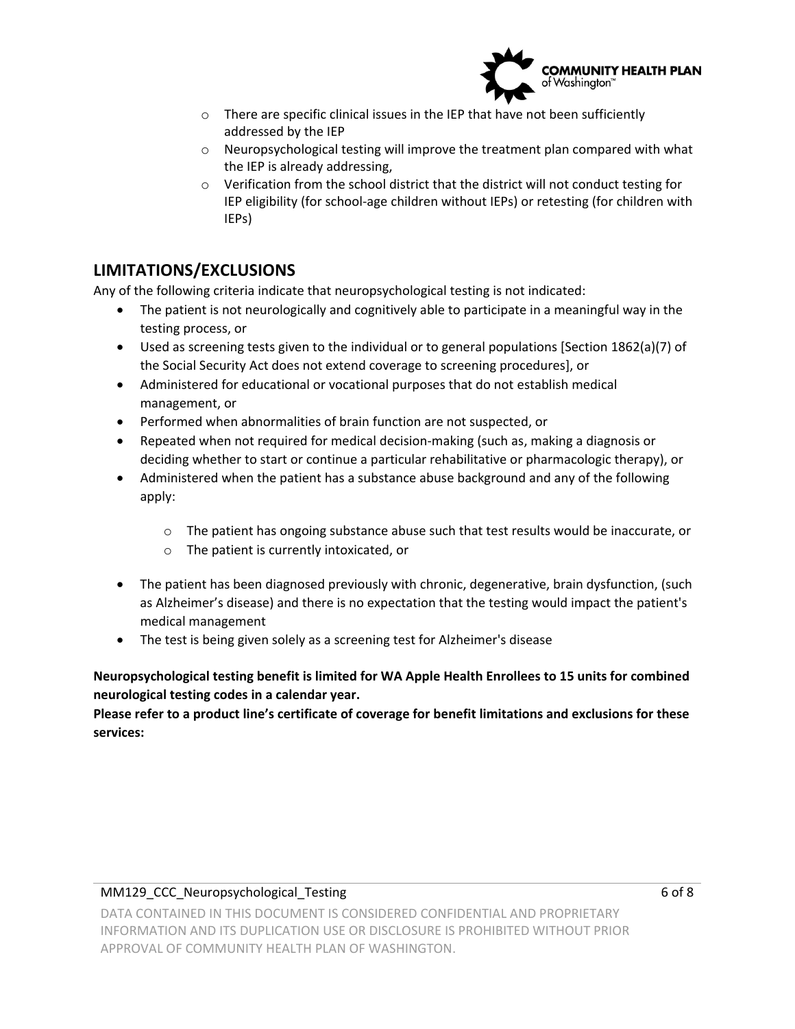- There are specific clinical issues in the IEP that have not been sufficiently addressed by the IEP
  - Neuropsychological testing will improve the treatment plan compared with what the IEP is already addressing,
  - Verification from the school district that the district will not conduct testing for IEP eligibility (for school-age children without IEPs) or retesting (for children with IEPs)

## LIMITATIONS/EXCLUSIONS

Any of the following criteria indicate that neuropsychological testing is not indicated:

- The patient is not neurologically and cognitively able to participate in a meaningful way in the testing process, or
- Used as screening tests given to the individual or to general populations [Section 1862(a)(7) of the Social Security Act does not extend coverage to screening procedures], or
- Administered for educational or vocational purposes that do not establish medical management, or
- Performed when abnormalities of brain function are not suspected, or
- Repeated when not required for medical decision-making (such as, making a diagnosis or deciding whether to start or continue a particular rehabilitative or pharmacologic therapy), or
- Administered when the patient has a substance abuse background and any of the following apply:
  - The patient has ongoing substance abuse such that test results would be inaccurate, or
  - The patient is currently intoxicated, or
- The patient has been diagnosed previously with chronic, degenerative, brain dysfunction, (such as Alzheimer's disease) and there is no expectation that the testing would impact the patient's medical management
- The test is being given solely as a screening test for Alzheimer's disease

**Neuropsychological testing benefit is limited for WA Apple Health Enrollees to 15 units for combined neurological testing codes in a calendar year.**

**Please refer to a product line's certificate of coverage for benefit limitations and exclusions for these services:**

DATA CONTAINED IN THIS DOCUMENT IS CONSIDERED CONFIDENTIAL AND PROPRIETARY INFORMATION AND ITS DUPLICATION USE OR DISCLOSURE IS PROHIBITED WITHOUT PRIOR APPROVAL OF COMMUNITY HEALTH PLAN OF WASHINGTON.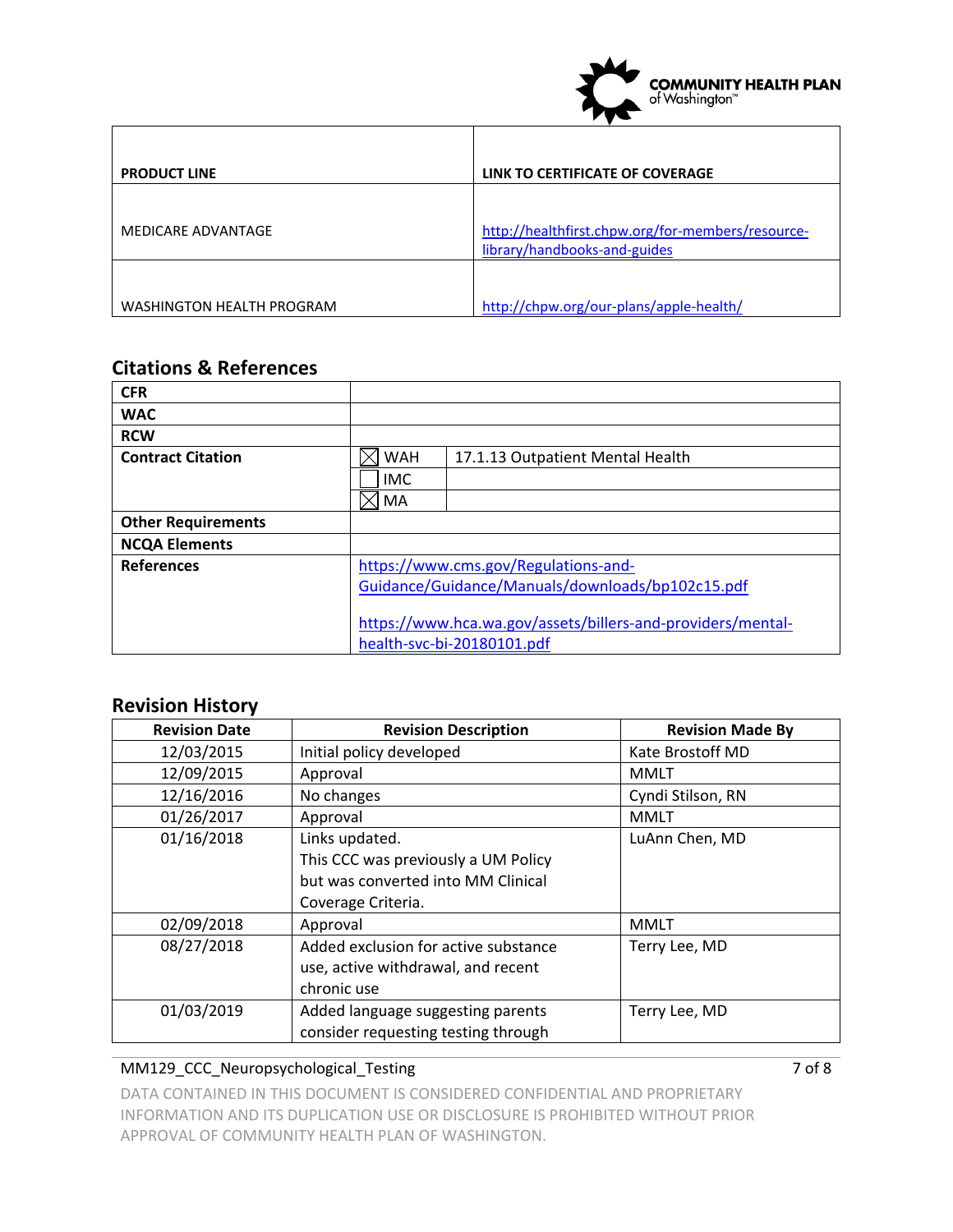| PRODUCT LINE | LINK TO CERTIFICATE OF COVERAGE |
|---|---|
| MEDICARE ADVANTAGE | http://healthfirst.chpw.org/for-members/resource-library/handbooks-and-guides |
| WASHINGTON HEALTH PROGRAM | http://chpw.org/our-plans/apple-health/ |

## Citations & References

| | | |
|---|---|---|
| **CFR** | | |
| **WAC** | | |
| **RCW** | | |
| **Contract Citation** | ☒ WAH | 17.1.13 Outpatient Mental Health |
| | ☐ IMC | |
| | ☒ MA | |
| **Other Requirements** | | |
| **NCQA Elements** | | |
| **References** | https://www.cms.gov/Regulations-and-Guidance/Guidance/Manuals/downloads/bp102c15.pdf<br><br>https://www.hca.wa.gov/assets/billers-and-providers/mental-health-svc-bi-20180101.pdf | |

## Revision History

| Revision Date | Revision Description | Revision Made By |
|---|---|---|
| 12/03/2015 | Initial policy developed | Kate Brostoff MD |
| 12/09/2015 | Approval | MMLT |
| 12/16/2016 | No changes | Cyndi Stilson, RN |
| 01/26/2017 | Approval | MMLT |
| 01/16/2018 | Links updated. This CCC was previously a UM Policy but was converted into MM Clinical Coverage Criteria. | LuAnn Chen, MD |
| 02/09/2018 | Approval | MMLT |
| 08/27/2018 | Added exclusion for active substance use, active withdrawal, and recent chronic use | Terry Lee, MD |
| 01/03/2019 | Added language suggesting parents consider requesting testing through | Terry Lee, MD |

MM129_CCC_Neuropsychological_Testing

DATA CONTAINED IN THIS DOCUMENT IS CONSIDERED CONFIDENTIAL AND PROPRIETARY INFORMATION AND ITS DUPLICATION USE OR DISCLOSURE IS PROHIBITED WITHOUT PRIOR APPROVAL OF COMMUNITY HEALTH PLAN OF WASHINGTON.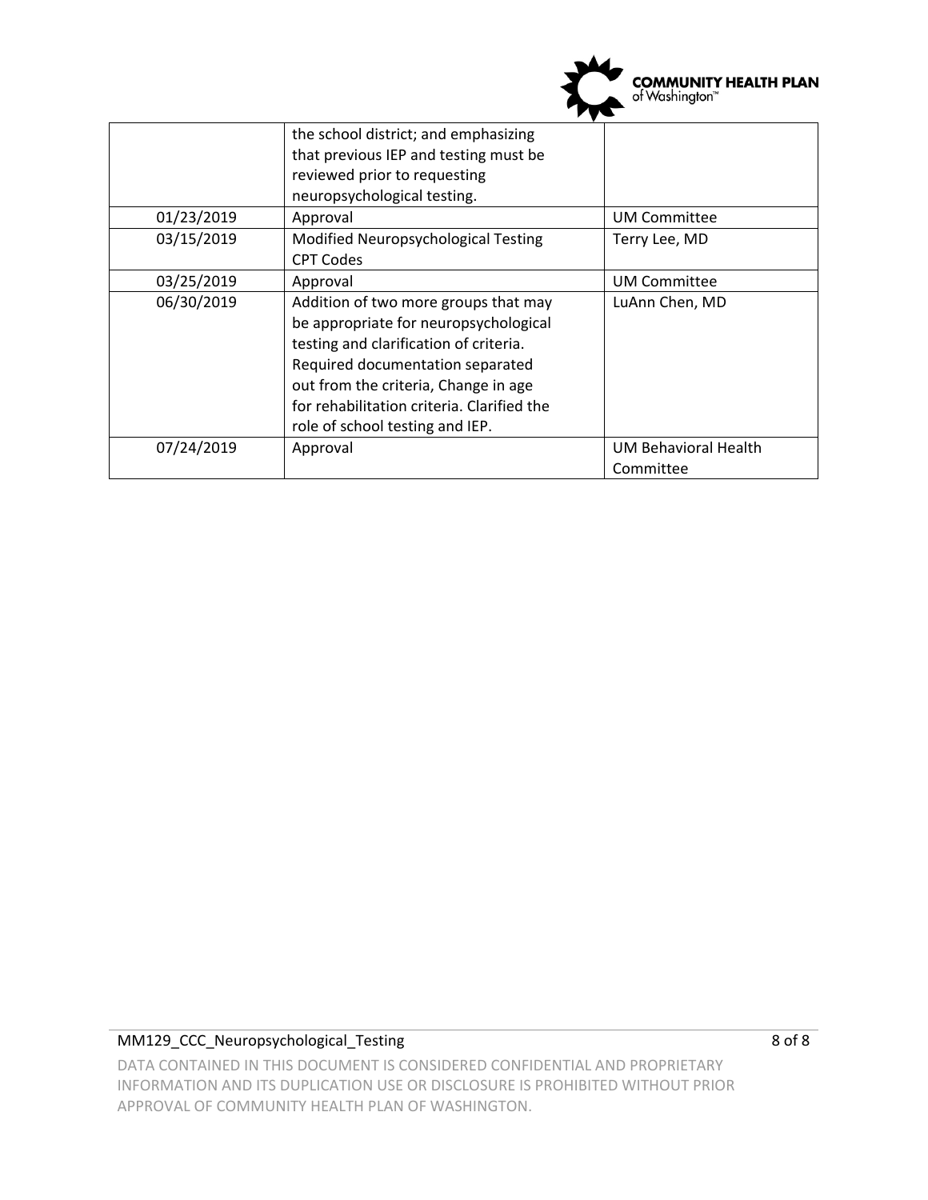| | | |
|---|---|---|
| | the school district; and emphasizing that previous IEP and testing must be reviewed prior to requesting neuropsychological testing. | |
| 01/23/2019 | Approval | UM Committee |
| 03/15/2019 | Modified Neuropsychological Testing CPT Codes | Terry Lee, MD |
| 03/25/2019 | Approval | UM Committee |
| 06/30/2019 | Addition of two more groups that may be appropriate for neuropsychological testing and clarification of criteria. Required documentation separated out from the criteria, Change in age for rehabilitation criteria. Clarified the role of school testing and IEP. | LuAnn Chen, MD |
| 07/24/2019 | Approval | UM Behavioral Health Committee |